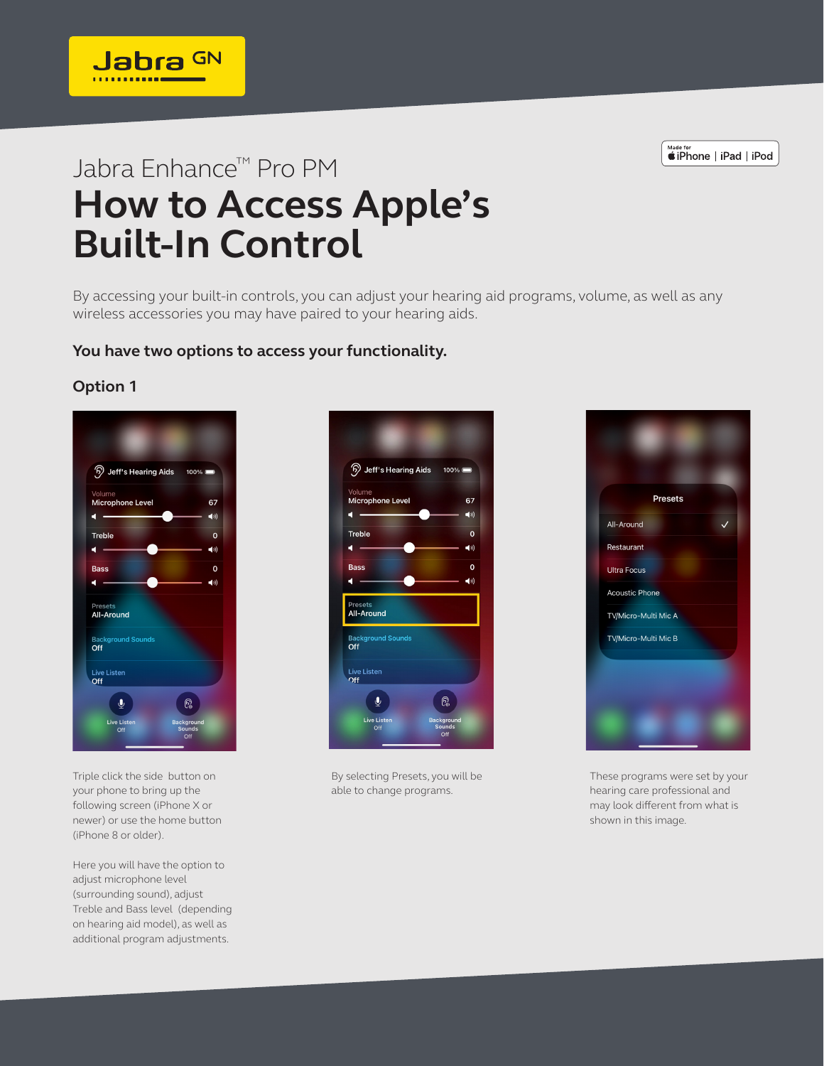Jabra Enhance™ Pro PM

# How to Access Apple's Built-In Control

By accessing your built-in controls, you can adjust your hearing aid programs, volume, as well as any wireless accessories you may have paired to your hearing aids.

### You have two options to access your functionality.

### Option 1

Triple click the side button on your phone to bring up the following screen (iPhone X or newer) or use the home button (iPhone 8 or older).

Here you will have the option to adjust microphone level (surrounding sound), adjust Treble and Bass level (depending on hearing aid model), as well as additional program adjustments.

By selecting Presets, you will be able to change programs.

These programs were set by your hearing care professional and may look different from what is shown in this image.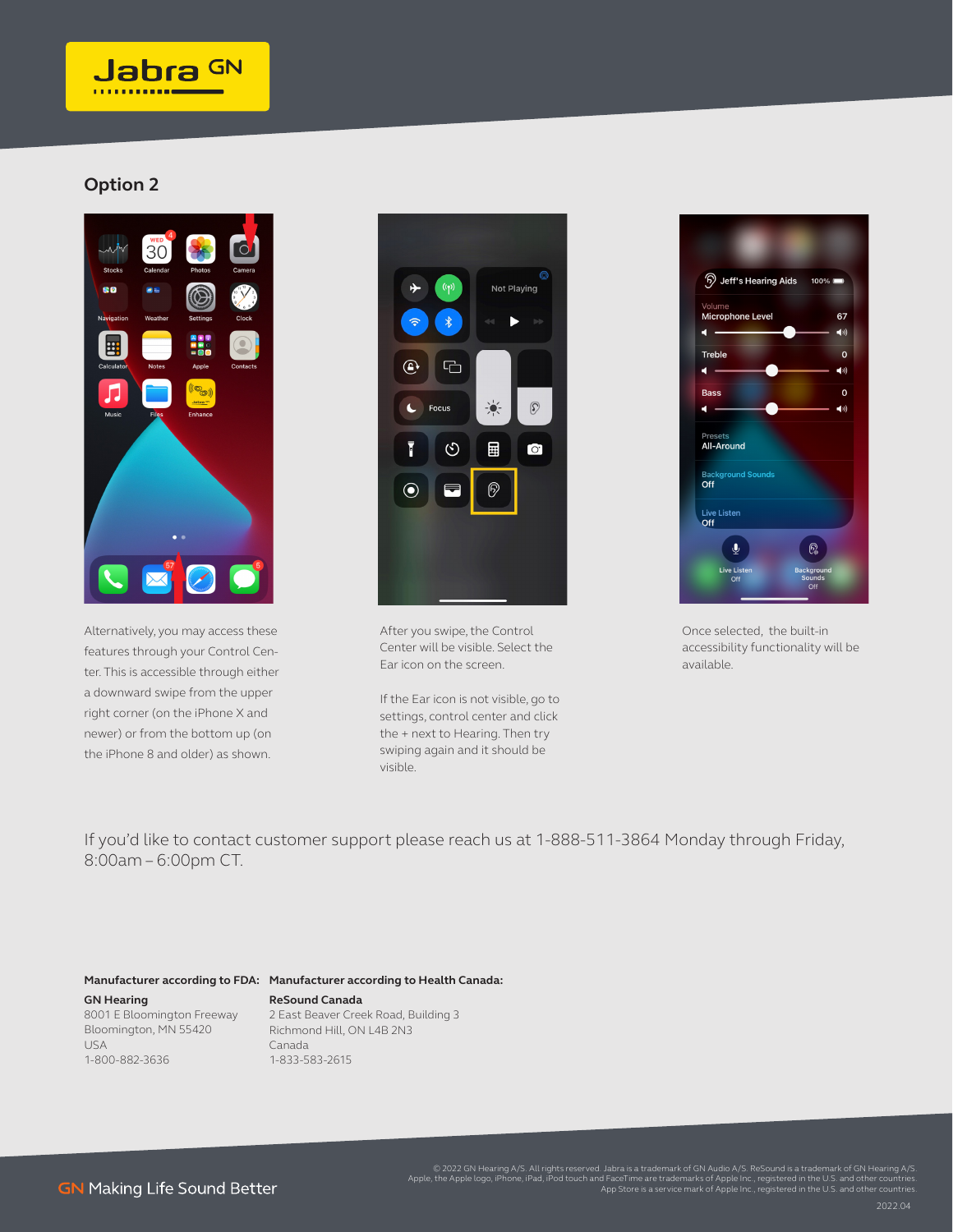## Option 2

Alternatively, you may access these features through your Control Center. This is accessible through either a downward swipe from the upper right corner (on the iPhone X and newer) or from the bottom up (on the iPhone 8 and older) as shown.

After you swipe, the Control Center will be visible. Select the Ear icon on the screen.

If the Ear icon is not visible, go to settings, control center and click the + next to Hearing. Then try swiping again and it should be visible.

Once selected, the built-in accessibility functionality will be available.

If you'd like to contact customer support please reach us at 1-888-511-3864 Monday through Friday, 8:00am – 6:00pm CT.

**Manufacturer according to FDA:**

**GN Hearing**
8001 E Bloomington Freeway
Bloomington, MN 55420
USA
1-800-882-3636

**Manufacturer according to Health Canada:**

**ReSound Canada**
2 East Beaver Creek Road, Building 3
Richmond Hill, ON L4B 2N3
Canada
1-833-583-2615

GN Making Life Sound Better

© 2022 GN Hearing A/S. All rights reserved. Jabra is a trademark of GN Audio A/S. ReSound is a trademark of GN Hearing A/S. Apple, the Apple logo, iPhone, iPad, iPod touch and FaceTime are trademarks of Apple Inc., registered in the U.S. and other countries. App Store is a service mark of Apple Inc., registered in the U.S. and other countries.

2022.04